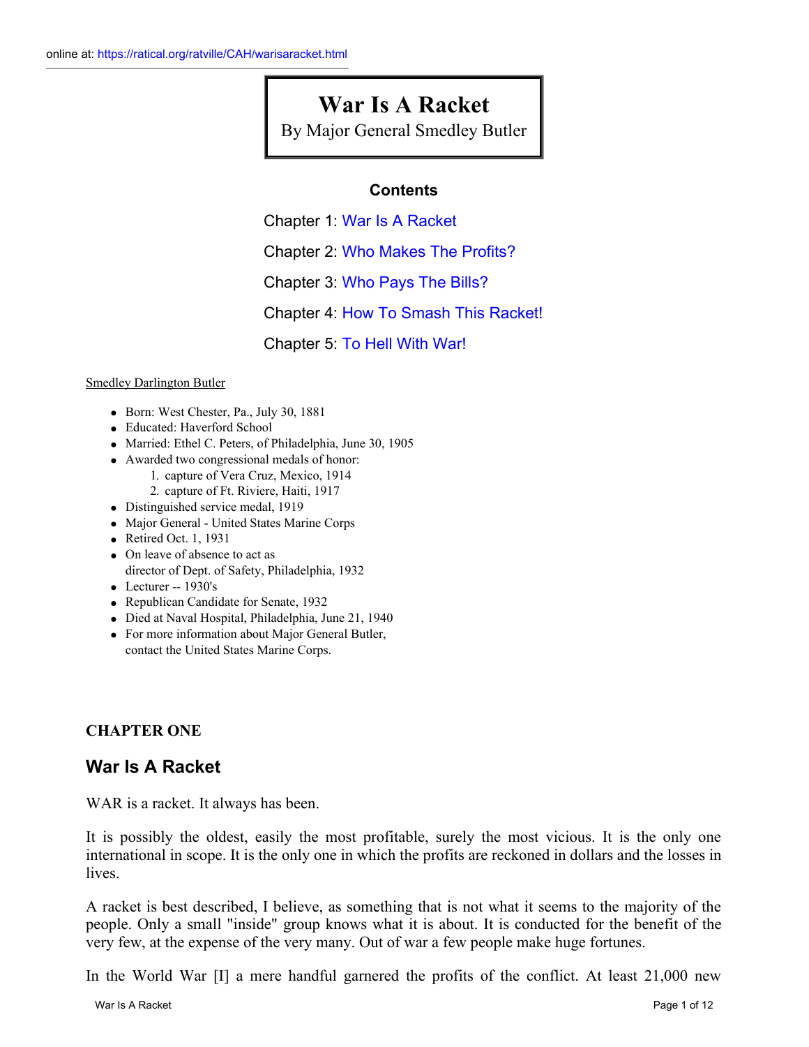online at: https://ratical.org/ratville/CAH/warisaracket.html

# War Is A Racket

By Major General Smedley Butler

**Contents**

Chapter 1: War Is A Racket

Chapter 2: Who Makes The Profits?

Chapter 3: Who Pays The Bills?

Chapter 4: How To Smash This Racket!

Chapter 5: To Hell With War!

Smedley Darlington Butler

- Born: West Chester, Pa., July 30, 1881
- Educated: Haverford School
- Married: Ethel C. Peters, of Philadelphia, June 30, 1905
- Awarded two congressional medals of honor:
  1. capture of Vera Cruz, Mexico, 1914
  2. capture of Ft. Riviere, Haiti, 1917
- Distinguished service medal, 1919
- Major General - United States Marine Corps
- Retired Oct. 1, 1931
- On leave of absence to act as director of Dept. of Safety, Philadelphia, 1932
- Lecturer -- 1930's
- Republican Candidate for Senate, 1932
- Died at Naval Hospital, Philadelphia, June 21, 1940
- For more information about Major General Butler, contact the United States Marine Corps.

**CHAPTER ONE**

## War Is A Racket

WAR is a racket. It always has been.

It is possibly the oldest, easily the most profitable, surely the most vicious. It is the only one international in scope. It is the only one in which the profits are reckoned in dollars and the losses in lives.

A racket is best described, I believe, as something that is not what it seems to the majority of the people. Only a small "inside" group knows what it is about. It is conducted for the benefit of the very few, at the expense of the very many. Out of war a few people make huge fortunes.

In the World War [I] a mere handful garnered the profits of the conflict. At least 21,000 new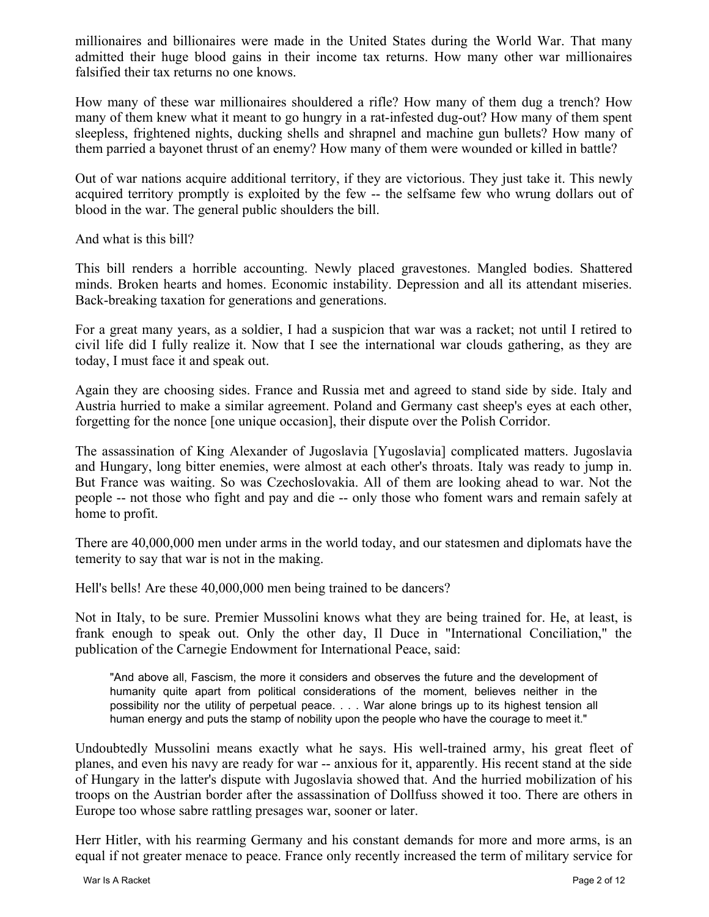millionaires and billionaires were made in the United States during the World War. That many admitted their huge blood gains in their income tax returns. How many other war millionaires falsified their tax returns no one knows.

How many of these war millionaires shouldered a rifle? How many of them dug a trench? How many of them knew what it meant to go hungry in a rat-infested dug-out? How many of them spent sleepless, frightened nights, ducking shells and shrapnel and machine gun bullets? How many of them parried a bayonet thrust of an enemy? How many of them were wounded or killed in battle?

Out of war nations acquire additional territory, if they are victorious. They just take it. This newly acquired territory promptly is exploited by the few -- the selfsame few who wrung dollars out of blood in the war. The general public shoulders the bill.

And what is this bill?

This bill renders a horrible accounting. Newly placed gravestones. Mangled bodies. Shattered minds. Broken hearts and homes. Economic instability. Depression and all its attendant miseries. Back-breaking taxation for generations and generations.

For a great many years, as a soldier, I had a suspicion that war was a racket; not until I retired to civil life did I fully realize it. Now that I see the international war clouds gathering, as they are today, I must face it and speak out.

Again they are choosing sides. France and Russia met and agreed to stand side by side. Italy and Austria hurried to make a similar agreement. Poland and Germany cast sheep's eyes at each other, forgetting for the nonce [one unique occasion], their dispute over the Polish Corridor.

The assassination of King Alexander of Jugoslavia [Yugoslavia] complicated matters. Jugoslavia and Hungary, long bitter enemies, were almost at each other's throats. Italy was ready to jump in. But France was waiting. So was Czechoslovakia. All of them are looking ahead to war. Not the people -- not those who fight and pay and die -- only those who foment wars and remain safely at home to profit.

There are 40,000,000 men under arms in the world today, and our statesmen and diplomats have the temerity to say that war is not in the making.

Hell's bells! Are these 40,000,000 men being trained to be dancers?

Not in Italy, to be sure. Premier Mussolini knows what they are being trained for. He, at least, is frank enough to speak out. Only the other day, Il Duce in "International Conciliation," the publication of the Carnegie Endowment for International Peace, said:

> "And above all, Fascism, the more it considers and observes the future and the development of humanity quite apart from political considerations of the moment, believes neither in the possibility nor the utility of perpetual peace. . . . War alone brings up to its highest tension all human energy and puts the stamp of nobility upon the people who have the courage to meet it."

Undoubtedly Mussolini means exactly what he says. His well-trained army, his great fleet of planes, and even his navy are ready for war -- anxious for it, apparently. His recent stand at the side of Hungary in the latter's dispute with Jugoslavia showed that. And the hurried mobilization of his troops on the Austrian border after the assassination of Dollfuss showed it too. There are others in Europe too whose sabre rattling presages war, sooner or later.

Herr Hitler, with his rearming Germany and his constant demands for more and more arms, is an equal if not greater menace to peace. France only recently increased the term of military service for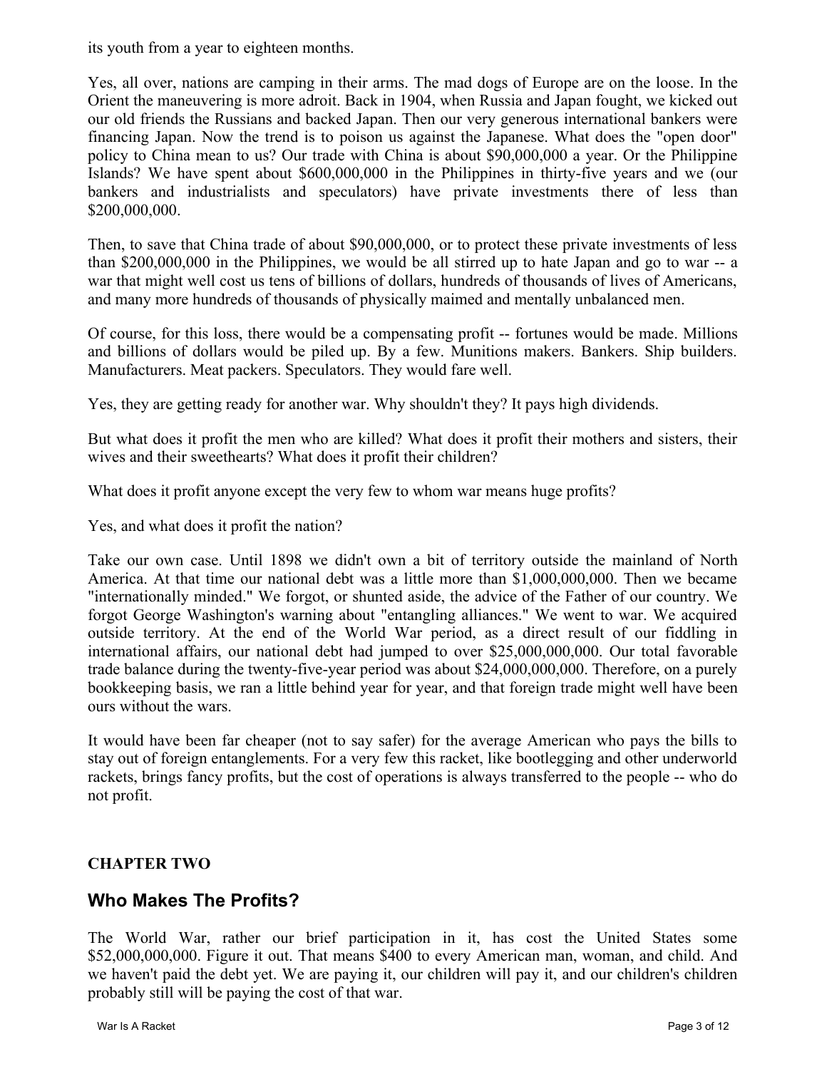its youth from a year to eighteen months.

Yes, all over, nations are camping in their arms. The mad dogs of Europe are on the loose. In the Orient the maneuvering is more adroit. Back in 1904, when Russia and Japan fought, we kicked out our old friends the Russians and backed Japan. Then our very generous international bankers were financing Japan. Now the trend is to poison us against the Japanese. What does the "open door" policy to China mean to us? Our trade with China is about $90,000,000 a year. Or the Philippine Islands? We have spent about $600,000,000 in the Philippines in thirty-five years and we (our bankers and industrialists and speculators) have private investments there of less than $200,000,000.

Then, to save that China trade of about $90,000,000, or to protect these private investments of less than $200,000,000 in the Philippines, we would be all stirred up to hate Japan and go to war -- a war that might well cost us tens of billions of dollars, hundreds of thousands of lives of Americans, and many more hundreds of thousands of physically maimed and mentally unbalanced men.

Of course, for this loss, there would be a compensating profit -- fortunes would be made. Millions and billions of dollars would be piled up. By a few. Munitions makers. Bankers. Ship builders. Manufacturers. Meat packers. Speculators. They would fare well.

Yes, they are getting ready for another war. Why shouldn't they? It pays high dividends.

But what does it profit the men who are killed? What does it profit their mothers and sisters, their wives and their sweethearts? What does it profit their children?

What does it profit anyone except the very few to whom war means huge profits?

Yes, and what does it profit the nation?

Take our own case. Until 1898 we didn't own a bit of territory outside the mainland of North America. At that time our national debt was a little more than $1,000,000,000. Then we became "internationally minded." We forgot, or shunted aside, the advice of the Father of our country. We forgot George Washington's warning about "entangling alliances." We went to war. We acquired outside territory. At the end of the World War period, as a direct result of our fiddling in international affairs, our national debt had jumped to over $25,000,000,000. Our total favorable trade balance during the twenty-five-year period was about $24,000,000,000. Therefore, on a purely bookkeeping basis, we ran a little behind year for year, and that foreign trade might well have been ours without the wars.

It would have been far cheaper (not to say safer) for the average American who pays the bills to stay out of foreign entanglements. For a very few this racket, like bootlegging and other underworld rackets, brings fancy profits, but the cost of operations is always transferred to the people -- who do not profit.

**CHAPTER TWO**

## Who Makes The Profits?

The World War, rather our brief participation in it, has cost the United States some $52,000,000,000. Figure it out. That means $400 to every American man, woman, and child. And we haven't paid the debt yet. We are paying it, our children will pay it, and our children's children probably still will be paying the cost of that war.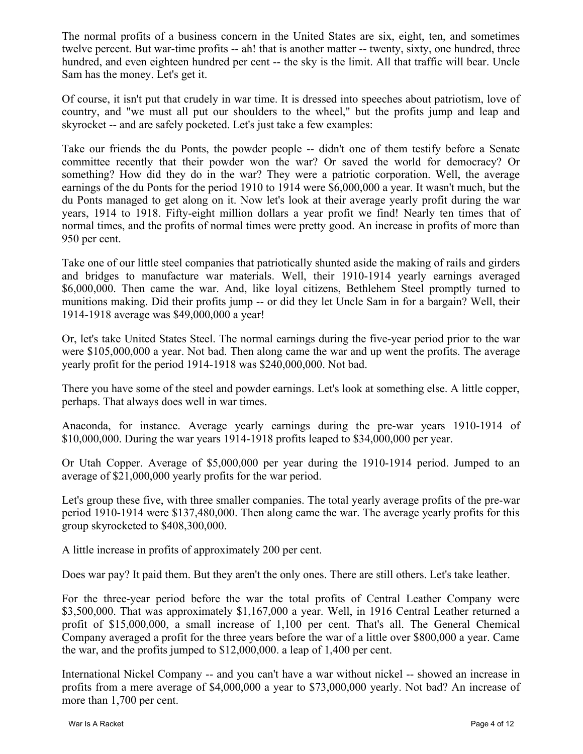The normal profits of a business concern in the United States are six, eight, ten, and sometimes twelve percent. But war-time profits -- ah! that is another matter -- twenty, sixty, one hundred, three hundred, and even eighteen hundred per cent -- the sky is the limit. All that traffic will bear. Uncle Sam has the money. Let's get it.

Of course, it isn't put that crudely in war time. It is dressed into speeches about patriotism, love of country, and "we must all put our shoulders to the wheel," but the profits jump and leap and skyrocket -- and are safely pocketed. Let's just take a few examples:

Take our friends the du Ponts, the powder people -- didn't one of them testify before a Senate committee recently that their powder won the war? Or saved the world for democracy? Or something? How did they do in the war? They were a patriotic corporation. Well, the average earnings of the du Ponts for the period 1910 to 1914 were $6,000,000 a year. It wasn't much, but the du Ponts managed to get along on it. Now let's look at their average yearly profit during the war years, 1914 to 1918. Fifty-eight million dollars a year profit we find! Nearly ten times that of normal times, and the profits of normal times were pretty good. An increase in profits of more than 950 per cent.

Take one of our little steel companies that patriotically shunted aside the making of rails and girders and bridges to manufacture war materials. Well, their 1910-1914 yearly earnings averaged $6,000,000. Then came the war. And, like loyal citizens, Bethlehem Steel promptly turned to munitions making. Did their profits jump -- or did they let Uncle Sam in for a bargain? Well, their 1914-1918 average was $49,000,000 a year!

Or, let's take United States Steel. The normal earnings during the five-year period prior to the war were $105,000,000 a year. Not bad. Then along came the war and up went the profits. The average yearly profit for the period 1914-1918 was $240,000,000. Not bad.

There you have some of the steel and powder earnings. Let's look at something else. A little copper, perhaps. That always does well in war times.

Anaconda, for instance. Average yearly earnings during the pre-war years 1910-1914 of $10,000,000. During the war years 1914-1918 profits leaped to $34,000,000 per year.

Or Utah Copper. Average of $5,000,000 per year during the 1910-1914 period. Jumped to an average of $21,000,000 yearly profits for the war period.

Let's group these five, with three smaller companies. The total yearly average profits of the pre-war period 1910-1914 were $137,480,000. Then along came the war. The average yearly profits for this group skyrocketed to $408,300,000.

A little increase in profits of approximately 200 per cent.

Does war pay? It paid them. But they aren't the only ones. There are still others. Let's take leather.

For the three-year period before the war the total profits of Central Leather Company were $3,500,000. That was approximately $1,167,000 a year. Well, in 1916 Central Leather returned a profit of $15,000,000, a small increase of 1,100 per cent. That's all. The General Chemical Company averaged a profit for the three years before the war of a little over $800,000 a year. Came the war, and the profits jumped to $12,000,000. a leap of 1,400 per cent.

International Nickel Company -- and you can't have a war without nickel -- showed an increase in profits from a mere average of $4,000,000 a year to $73,000,000 yearly. Not bad? An increase of more than 1,700 per cent.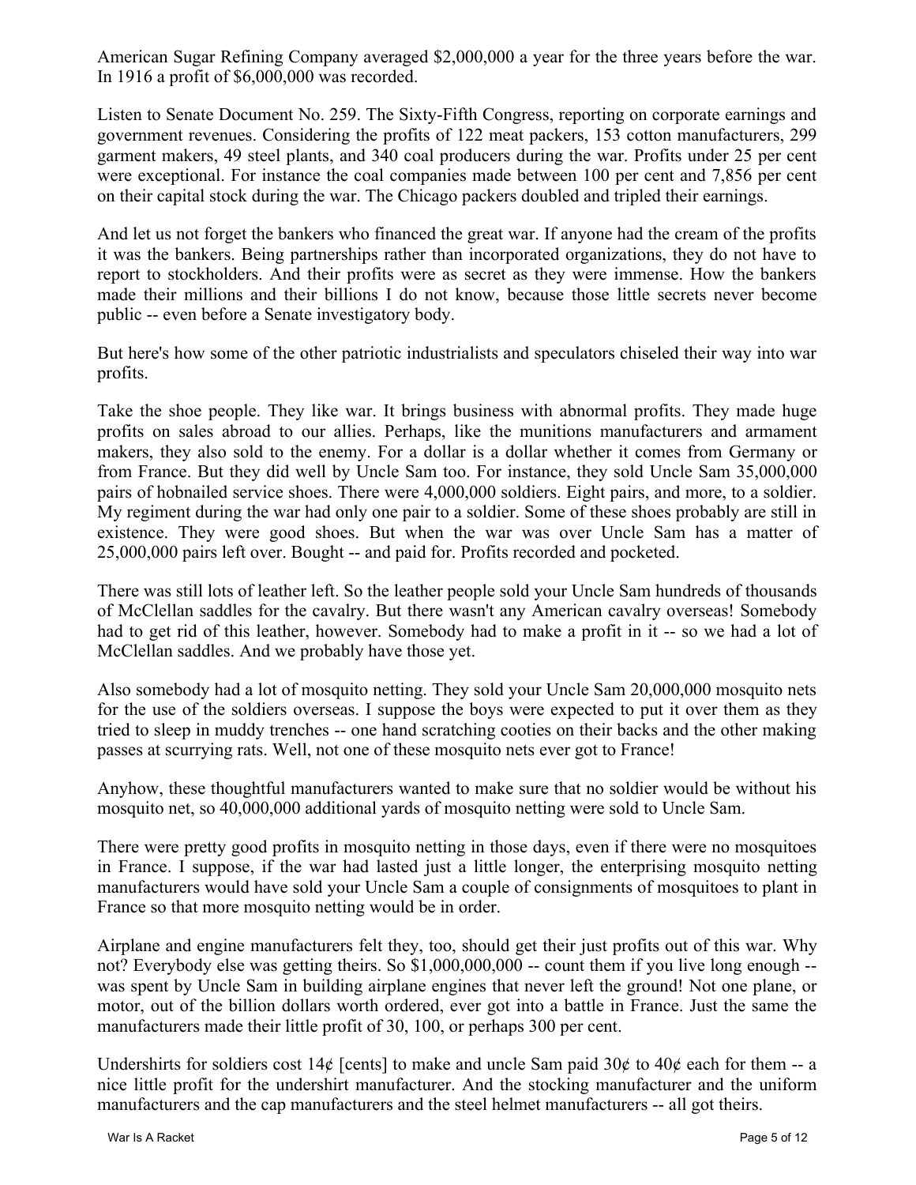American Sugar Refining Company averaged $2,000,000 a year for the three years before the war. In 1916 a profit of $6,000,000 was recorded.

Listen to Senate Document No. 259. The Sixty-Fifth Congress, reporting on corporate earnings and government revenues. Considering the profits of 122 meat packers, 153 cotton manufacturers, 299 garment makers, 49 steel plants, and 340 coal producers during the war. Profits under 25 per cent were exceptional. For instance the coal companies made between 100 per cent and 7,856 per cent on their capital stock during the war. The Chicago packers doubled and tripled their earnings.

And let us not forget the bankers who financed the great war. If anyone had the cream of the profits it was the bankers. Being partnerships rather than incorporated organizations, they do not have to report to stockholders. And their profits were as secret as they were immense. How the bankers made their millions and their billions I do not know, because those little secrets never become public -- even before a Senate investigatory body.

But here's how some of the other patriotic industrialists and speculators chiseled their way into war profits.

Take the shoe people. They like war. It brings business with abnormal profits. They made huge profits on sales abroad to our allies. Perhaps, like the munitions manufacturers and armament makers, they also sold to the enemy. For a dollar is a dollar whether it comes from Germany or from France. But they did well by Uncle Sam too. For instance, they sold Uncle Sam 35,000,000 pairs of hobnailed service shoes. There were 4,000,000 soldiers. Eight pairs, and more, to a soldier. My regiment during the war had only one pair to a soldier. Some of these shoes probably are still in existence. They were good shoes. But when the war was over Uncle Sam has a matter of 25,000,000 pairs left over. Bought -- and paid for. Profits recorded and pocketed.

There was still lots of leather left. So the leather people sold your Uncle Sam hundreds of thousands of McClellan saddles for the cavalry. But there wasn't any American cavalry overseas! Somebody had to get rid of this leather, however. Somebody had to make a profit in it -- so we had a lot of McClellan saddles. And we probably have those yet.

Also somebody had a lot of mosquito netting. They sold your Uncle Sam 20,000,000 mosquito nets for the use of the soldiers overseas. I suppose the boys were expected to put it over them as they tried to sleep in muddy trenches -- one hand scratching cooties on their backs and the other making passes at scurrying rats. Well, not one of these mosquito nets ever got to France!

Anyhow, these thoughtful manufacturers wanted to make sure that no soldier would be without his mosquito net, so 40,000,000 additional yards of mosquito netting were sold to Uncle Sam.

There were pretty good profits in mosquito netting in those days, even if there were no mosquitoes in France. I suppose, if the war had lasted just a little longer, the enterprising mosquito netting manufacturers would have sold your Uncle Sam a couple of consignments of mosquitoes to plant in France so that more mosquito netting would be in order.

Airplane and engine manufacturers felt they, too, should get their just profits out of this war. Why not? Everybody else was getting theirs. So $1,000,000,000 -- count them if you live long enough -- was spent by Uncle Sam in building airplane engines that never left the ground! Not one plane, or motor, out of the billion dollars worth ordered, ever got into a battle in France. Just the same the manufacturers made their little profit of 30, 100, or perhaps 300 per cent.

Undershirts for soldiers cost 14¢ [cents] to make and uncle Sam paid 30¢ to 40¢ each for them -- a nice little profit for the undershirt manufacturer. And the stocking manufacturer and the uniform manufacturers and the cap manufacturers and the steel helmet manufacturers -- all got theirs.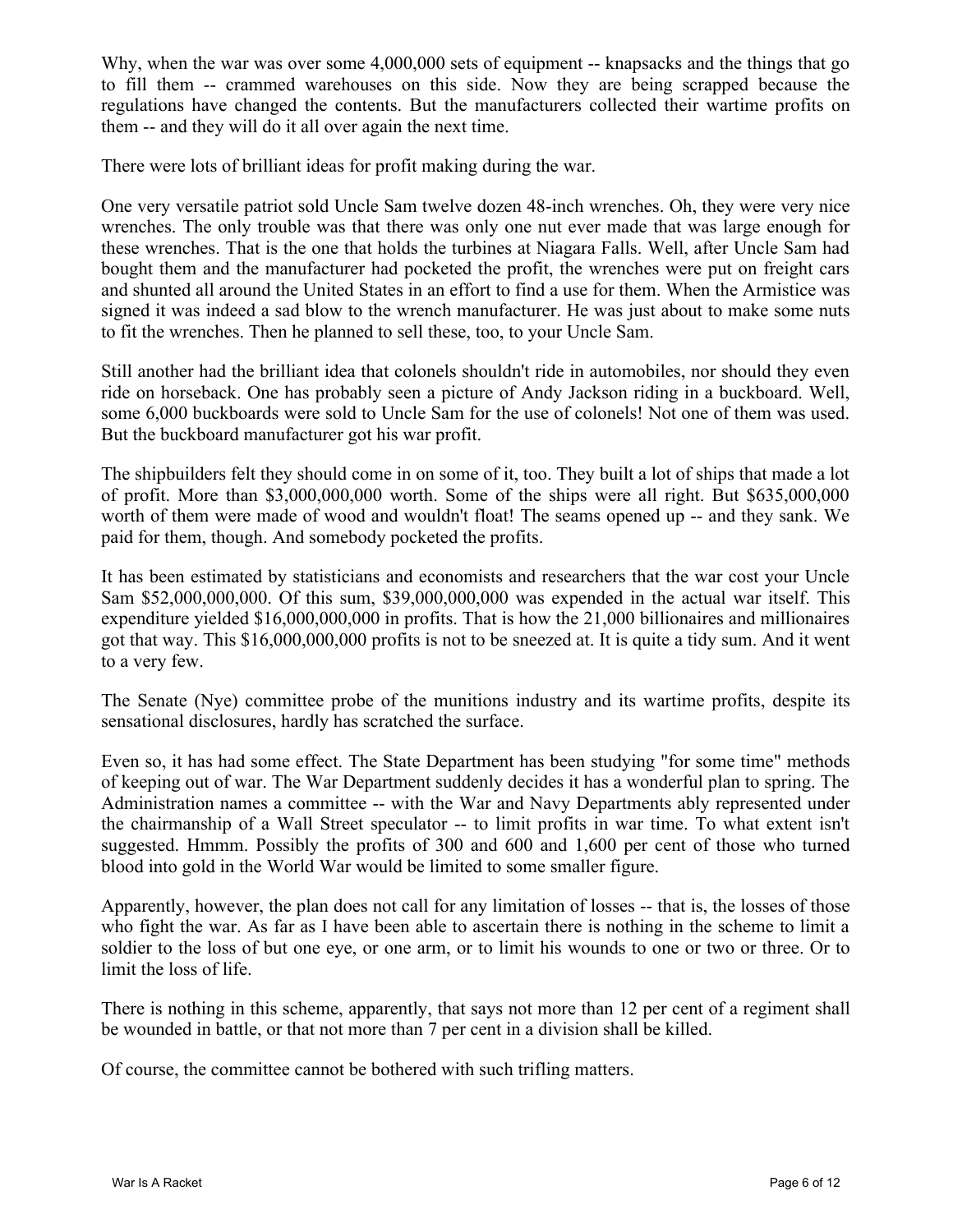Why, when the war was over some 4,000,000 sets of equipment -- knapsacks and the things that go to fill them -- crammed warehouses on this side. Now they are being scrapped because the regulations have changed the contents. But the manufacturers collected their wartime profits on them -- and they will do it all over again the next time.

There were lots of brilliant ideas for profit making during the war.

One very versatile patriot sold Uncle Sam twelve dozen 48-inch wrenches. Oh, they were very nice wrenches. The only trouble was that there was only one nut ever made that was large enough for these wrenches. That is the one that holds the turbines at Niagara Falls. Well, after Uncle Sam had bought them and the manufacturer had pocketed the profit, the wrenches were put on freight cars and shunted all around the United States in an effort to find a use for them. When the Armistice was signed it was indeed a sad blow to the wrench manufacturer. He was just about to make some nuts to fit the wrenches. Then he planned to sell these, too, to your Uncle Sam.

Still another had the brilliant idea that colonels shouldn't ride in automobiles, nor should they even ride on horseback. One has probably seen a picture of Andy Jackson riding in a buckboard. Well, some 6,000 buckboards were sold to Uncle Sam for the use of colonels! Not one of them was used. But the buckboard manufacturer got his war profit.

The shipbuilders felt they should come in on some of it, too. They built a lot of ships that made a lot of profit. More than $3,000,000,000 worth. Some of the ships were all right. But $635,000,000 worth of them were made of wood and wouldn't float! The seams opened up -- and they sank. We paid for them, though. And somebody pocketed the profits.

It has been estimated by statisticians and economists and researchers that the war cost your Uncle Sam $52,000,000,000. Of this sum, $39,000,000,000 was expended in the actual war itself. This expenditure yielded $16,000,000,000 in profits. That is how the 21,000 billionaires and millionaires got that way. This $16,000,000,000 profits is not to be sneezed at. It is quite a tidy sum. And it went to a very few.

The Senate (Nye) committee probe of the munitions industry and its wartime profits, despite its sensational disclosures, hardly has scratched the surface.

Even so, it has had some effect. The State Department has been studying "for some time" methods of keeping out of war. The War Department suddenly decides it has a wonderful plan to spring. The Administration names a committee -- with the War and Navy Departments ably represented under the chairmanship of a Wall Street speculator -- to limit profits in war time. To what extent isn't suggested. Hmmm. Possibly the profits of 300 and 600 and 1,600 per cent of those who turned blood into gold in the World War would be limited to some smaller figure.

Apparently, however, the plan does not call for any limitation of losses -- that is, the losses of those who fight the war. As far as I have been able to ascertain there is nothing in the scheme to limit a soldier to the loss of but one eye, or one arm, or to limit his wounds to one or two or three. Or to limit the loss of life.

There is nothing in this scheme, apparently, that says not more than 12 per cent of a regiment shall be wounded in battle, or that not more than 7 per cent in a division shall be killed.

Of course, the committee cannot be bothered with such trifling matters.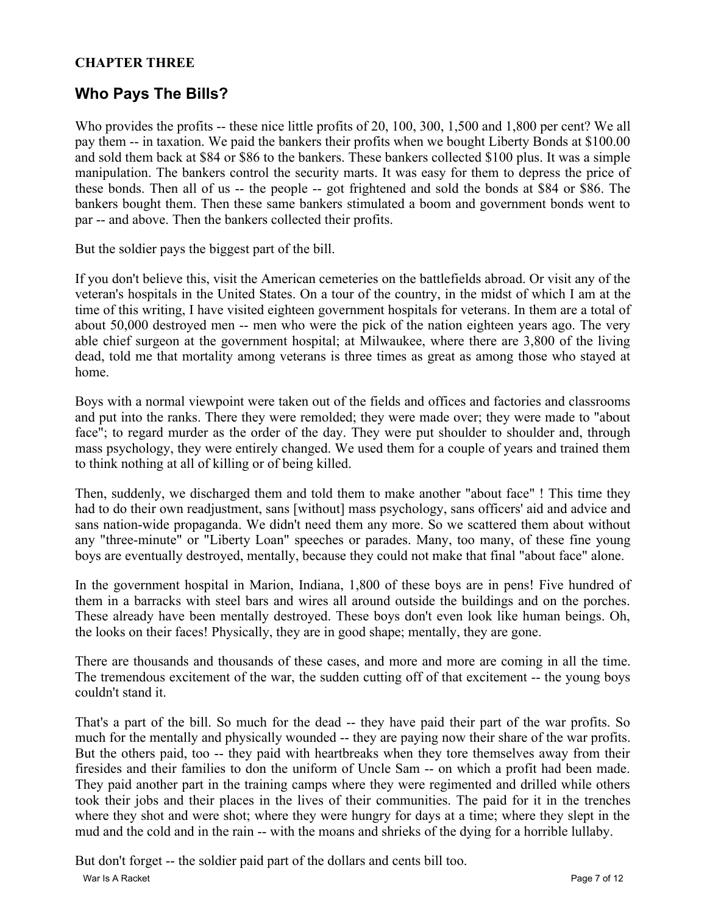**CHAPTER THREE**

## Who Pays The Bills?

Who provides the profits -- these nice little profits of 20, 100, 300, 1,500 and 1,800 per cent? We all pay them -- in taxation. We paid the bankers their profits when we bought Liberty Bonds at $100.00 and sold them back at $84 or $86 to the bankers. These bankers collected $100 plus. It was a simple manipulation. The bankers control the security marts. It was easy for them to depress the price of these bonds. Then all of us -- the people -- got frightened and sold the bonds at $84 or $86. The bankers bought them. Then these same bankers stimulated a boom and government bonds went to par -- and above. Then the bankers collected their profits.

But the soldier pays the biggest part of the bill.

If you don't believe this, visit the American cemeteries on the battlefields abroad. Or visit any of the veteran's hospitals in the United States. On a tour of the country, in the midst of which I am at the time of this writing, I have visited eighteen government hospitals for veterans. In them are a total of about 50,000 destroyed men -- men who were the pick of the nation eighteen years ago. The very able chief surgeon at the government hospital; at Milwaukee, where there are 3,800 of the living dead, told me that mortality among veterans is three times as great as among those who stayed at home.

Boys with a normal viewpoint were taken out of the fields and offices and factories and classrooms and put into the ranks. There they were remolded; they were made over; they were made to "about face"; to regard murder as the order of the day. They were put shoulder to shoulder and, through mass psychology, they were entirely changed. We used them for a couple of years and trained them to think nothing at all of killing or of being killed.

Then, suddenly, we discharged them and told them to make another "about face" ! This time they had to do their own readjustment, sans [without] mass psychology, sans officers' aid and advice and sans nation-wide propaganda. We didn't need them any more. So we scattered them about without any "three-minute" or "Liberty Loan" speeches or parades. Many, too many, of these fine young boys are eventually destroyed, mentally, because they could not make that final "about face" alone.

In the government hospital in Marion, Indiana, 1,800 of these boys are in pens! Five hundred of them in a barracks with steel bars and wires all around outside the buildings and on the porches. These already have been mentally destroyed. These boys don't even look like human beings. Oh, the looks on their faces! Physically, they are in good shape; mentally, they are gone.

There are thousands and thousands of these cases, and more and more are coming in all the time. The tremendous excitement of the war, the sudden cutting off of that excitement -- the young boys couldn't stand it.

That's a part of the bill. So much for the dead -- they have paid their part of the war profits. So much for the mentally and physically wounded -- they are paying now their share of the war profits. But the others paid, too -- they paid with heartbreaks when they tore themselves away from their firesides and their families to don the uniform of Uncle Sam -- on which a profit had been made. They paid another part in the training camps where they were regimented and drilled while others took their jobs and their places in the lives of their communities. The paid for it in the trenches where they shot and were shot; where they were hungry for days at a time; where they slept in the mud and the cold and in the rain -- with the moans and shrieks of the dying for a horrible lullaby.

But don't forget -- the soldier paid part of the dollars and cents bill too.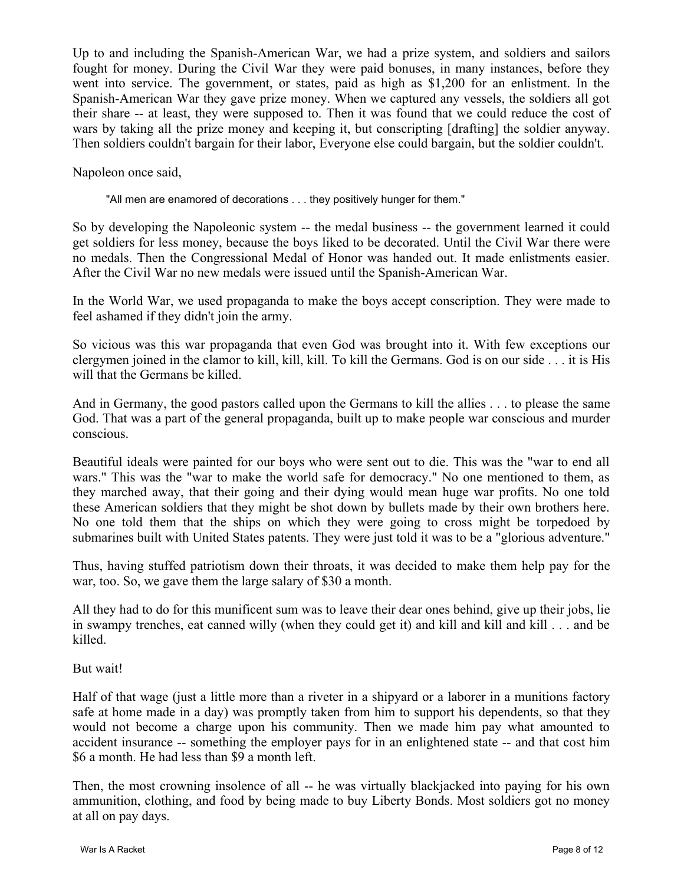Up to and including the Spanish-American War, we had a prize system, and soldiers and sailors fought for money. During the Civil War they were paid bonuses, in many instances, before they went into service. The government, or states, paid as high as $1,200 for an enlistment. In the Spanish-American War they gave prize money. When we captured any vessels, the soldiers all got their share -- at least, they were supposed to. Then it was found that we could reduce the cost of wars by taking all the prize money and keeping it, but conscripting [drafting] the soldier anyway. Then soldiers couldn't bargain for their labor, Everyone else could bargain, but the soldier couldn't.

Napoleon once said,

> "All men are enamored of decorations . . . they positively hunger for them."

So by developing the Napoleonic system -- the medal business -- the government learned it could get soldiers for less money, because the boys liked to be decorated. Until the Civil War there were no medals. Then the Congressional Medal of Honor was handed out. It made enlistments easier. After the Civil War no new medals were issued until the Spanish-American War.

In the World War, we used propaganda to make the boys accept conscription. They were made to feel ashamed if they didn't join the army.

So vicious was this war propaganda that even God was brought into it. With few exceptions our clergymen joined in the clamor to kill, kill, kill. To kill the Germans. God is on our side . . . it is His will that the Germans be killed.

And in Germany, the good pastors called upon the Germans to kill the allies . . . to please the same God. That was a part of the general propaganda, built up to make people war conscious and murder conscious.

Beautiful ideals were painted for our boys who were sent out to die. This was the "war to end all wars." This was the "war to make the world safe for democracy." No one mentioned to them, as they marched away, that their going and their dying would mean huge war profits. No one told these American soldiers that they might be shot down by bullets made by their own brothers here. No one told them that the ships on which they were going to cross might be torpedoed by submarines built with United States patents. They were just told it was to be a "glorious adventure."

Thus, having stuffed patriotism down their throats, it was decided to make them help pay for the war, too. So, we gave them the large salary of $30 a month.

All they had to do for this munificent sum was to leave their dear ones behind, give up their jobs, lie in swampy trenches, eat canned willy (when they could get it) and kill and kill and kill . . . and be killed.

But wait!

Half of that wage (just a little more than a riveter in a shipyard or a laborer in a munitions factory safe at home made in a day) was promptly taken from him to support his dependents, so that they would not become a charge upon his community. Then we made him pay what amounted to accident insurance -- something the employer pays for in an enlightened state -- and that cost him $6 a month. He had less than $9 a month left.

Then, the most crowning insolence of all -- he was virtually blackjacked into paying for his own ammunition, clothing, and food by being made to buy Liberty Bonds. Most soldiers got no money at all on pay days.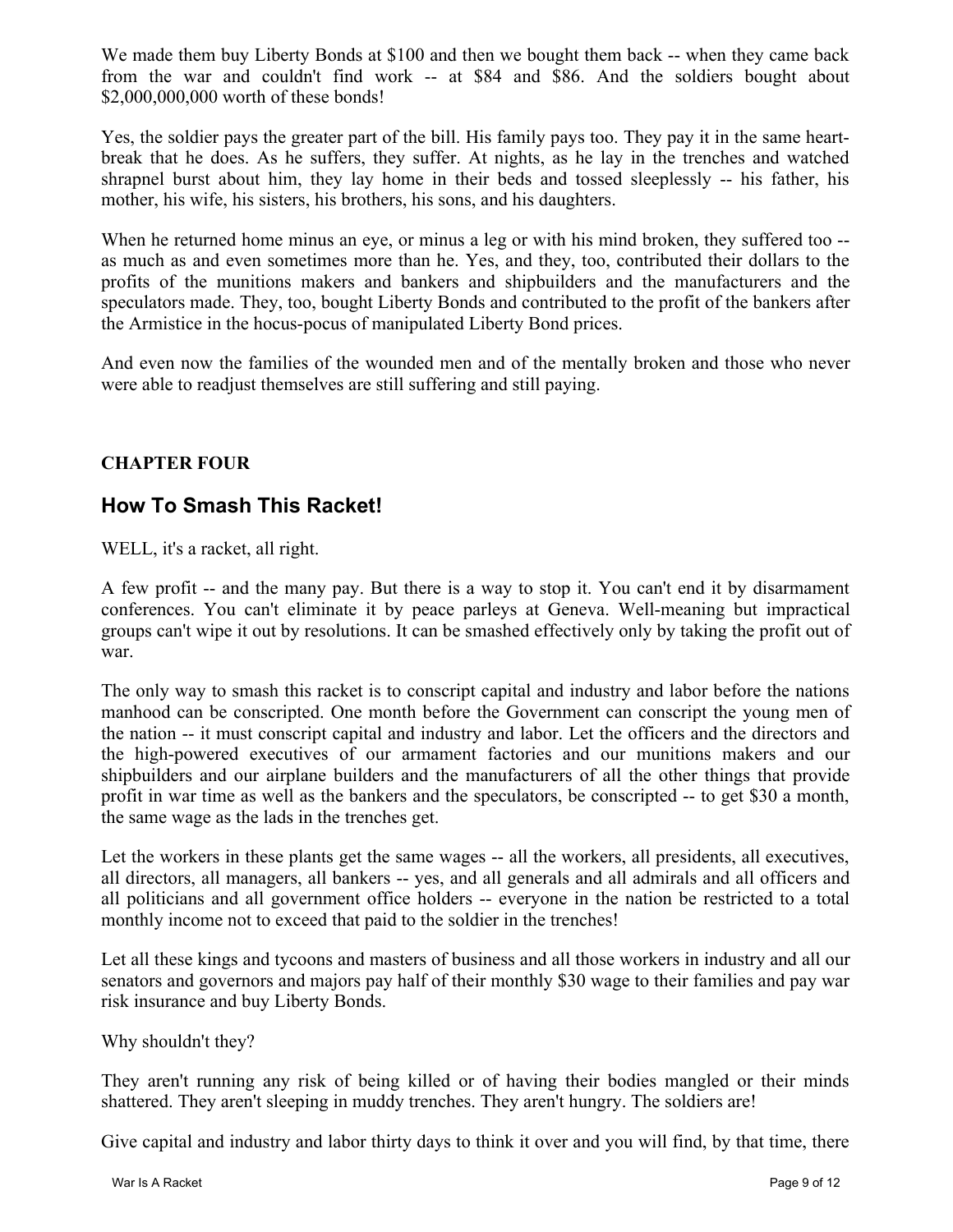We made them buy Liberty Bonds at $100 and then we bought them back -- when they came back from the war and couldn't find work -- at $84 and $86. And the soldiers bought about $2,000,000,000 worth of these bonds!

Yes, the soldier pays the greater part of the bill. His family pays too. They pay it in the same heart-break that he does. As he suffers, they suffer. At nights, as he lay in the trenches and watched shrapnel burst about him, they lay home in their beds and tossed sleeplessly -- his father, his mother, his wife, his sisters, his brothers, his sons, and his daughters.

When he returned home minus an eye, or minus a leg or with his mind broken, they suffered too -- as much as and even sometimes more than he. Yes, and they, too, contributed their dollars to the profits of the munitions makers and bankers and shipbuilders and the manufacturers and the speculators made. They, too, bought Liberty Bonds and contributed to the profit of the bankers after the Armistice in the hocus-pocus of manipulated Liberty Bond prices.

And even now the families of the wounded men and of the mentally broken and those who never were able to readjust themselves are still suffering and still paying.

**CHAPTER FOUR**

## How To Smash This Racket!

WELL, it's a racket, all right.

A few profit -- and the many pay. But there is a way to stop it. You can't end it by disarmament conferences. You can't eliminate it by peace parleys at Geneva. Well-meaning but impractical groups can't wipe it out by resolutions. It can be smashed effectively only by taking the profit out of war.

The only way to smash this racket is to conscript capital and industry and labor before the nations manhood can be conscripted. One month before the Government can conscript the young men of the nation -- it must conscript capital and industry and labor. Let the officers and the directors and the high-powered executives of our armament factories and our munitions makers and our shipbuilders and our airplane builders and the manufacturers of all the other things that provide profit in war time as well as the bankers and the speculators, be conscripted -- to get $30 a month, the same wage as the lads in the trenches get.

Let the workers in these plants get the same wages -- all the workers, all presidents, all executives, all directors, all managers, all bankers -- yes, and all generals and all admirals and all officers and all politicians and all government office holders -- everyone in the nation be restricted to a total monthly income not to exceed that paid to the soldier in the trenches!

Let all these kings and tycoons and masters of business and all those workers in industry and all our senators and governors and majors pay half of their monthly $30 wage to their families and pay war risk insurance and buy Liberty Bonds.

Why shouldn't they?

They aren't running any risk of being killed or of having their bodies mangled or their minds shattered. They aren't sleeping in muddy trenches. They aren't hungry. The soldiers are!

Give capital and industry and labor thirty days to think it over and you will find, by that time, there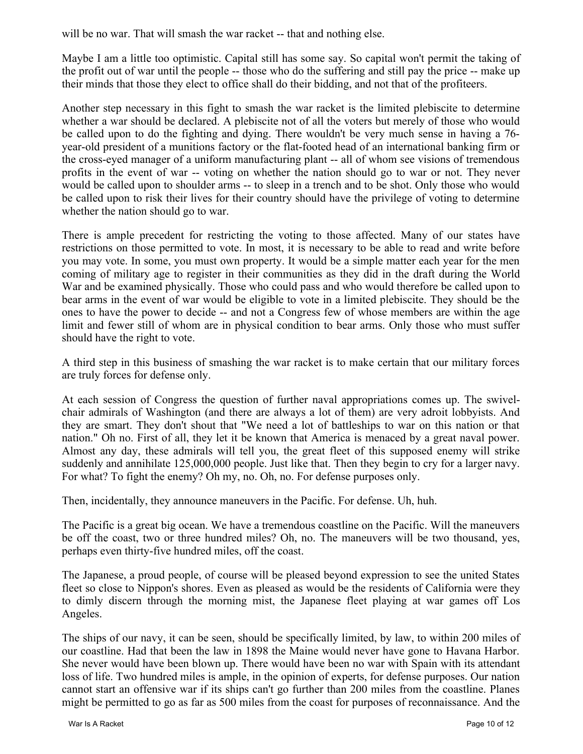will be no war. That will smash the war racket -- that and nothing else.

Maybe I am a little too optimistic. Capital still has some say. So capital won't permit the taking of the profit out of war until the people -- those who do the suffering and still pay the price -- make up their minds that those they elect to office shall do their bidding, and not that of the profiteers.

Another step necessary in this fight to smash the war racket is the limited plebiscite to determine whether a war should be declared. A plebiscite not of all the voters but merely of those who would be called upon to do the fighting and dying. There wouldn't be very much sense in having a 76-year-old president of a munitions factory or the flat-footed head of an international banking firm or the cross-eyed manager of a uniform manufacturing plant -- all of whom see visions of tremendous profits in the event of war -- voting on whether the nation should go to war or not. They never would be called upon to shoulder arms -- to sleep in a trench and to be shot. Only those who would be called upon to risk their lives for their country should have the privilege of voting to determine whether the nation should go to war.

There is ample precedent for restricting the voting to those affected. Many of our states have restrictions on those permitted to vote. In most, it is necessary to be able to read and write before you may vote. In some, you must own property. It would be a simple matter each year for the men coming of military age to register in their communities as they did in the draft during the World War and be examined physically. Those who could pass and who would therefore be called upon to bear arms in the event of war would be eligible to vote in a limited plebiscite. They should be the ones to have the power to decide -- and not a Congress few of whose members are within the age limit and fewer still of whom are in physical condition to bear arms. Only those who must suffer should have the right to vote.

A third step in this business of smashing the war racket is to make certain that our military forces are truly forces for defense only.

At each session of Congress the question of further naval appropriations comes up. The swivel-chair admirals of Washington (and there are always a lot of them) are very adroit lobbyists. And they are smart. They don't shout that "We need a lot of battleships to war on this nation or that nation." Oh no. First of all, they let it be known that America is menaced by a great naval power. Almost any day, these admirals will tell you, the great fleet of this supposed enemy will strike suddenly and annihilate 125,000,000 people. Just like that. Then they begin to cry for a larger navy. For what? To fight the enemy? Oh my, no. Oh, no. For defense purposes only.

Then, incidentally, they announce maneuvers in the Pacific. For defense. Uh, huh.

The Pacific is a great big ocean. We have a tremendous coastline on the Pacific. Will the maneuvers be off the coast, two or three hundred miles? Oh, no. The maneuvers will be two thousand, yes, perhaps even thirty-five hundred miles, off the coast.

The Japanese, a proud people, of course will be pleased beyond expression to see the united States fleet so close to Nippon's shores. Even as pleased as would be the residents of California were they to dimly discern through the morning mist, the Japanese fleet playing at war games off Los Angeles.

The ships of our navy, it can be seen, should be specifically limited, by law, to within 200 miles of our coastline. Had that been the law in 1898 the Maine would never have gone to Havana Harbor. She never would have been blown up. There would have been no war with Spain with its attendant loss of life. Two hundred miles is ample, in the opinion of experts, for defense purposes. Our nation cannot start an offensive war if its ships can't go further than 200 miles from the coastline. Planes might be permitted to go as far as 500 miles from the coast for purposes of reconnaissance. And the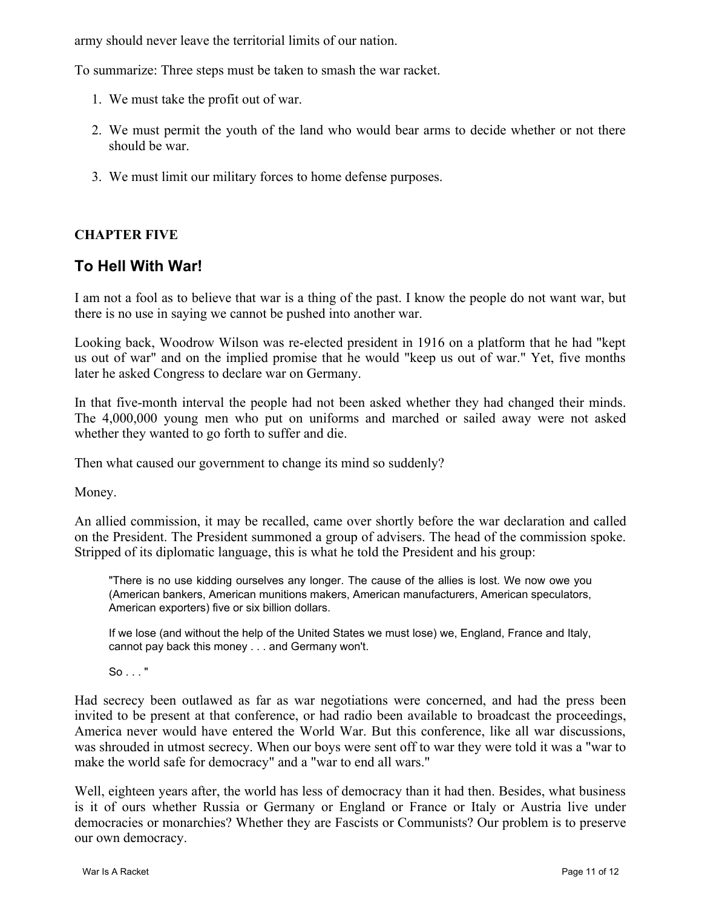army should never leave the territorial limits of our nation.

To summarize: Three steps must be taken to smash the war racket.

1. We must take the profit out of war.

2. We must permit the youth of the land who would bear arms to decide whether or not there should be war.

3. We must limit our military forces to home defense purposes.

**CHAPTER FIVE**

## To Hell With War!

I am not a fool as to believe that war is a thing of the past. I know the people do not want war, but there is no use in saying we cannot be pushed into another war.

Looking back, Woodrow Wilson was re-elected president in 1916 on a platform that he had "kept us out of war" and on the implied promise that he would "keep us out of war." Yet, five months later he asked Congress to declare war on Germany.

In that five-month interval the people had not been asked whether they had changed their minds. The 4,000,000 young men who put on uniforms and marched or sailed away were not asked whether they wanted to go forth to suffer and die.

Then what caused our government to change its mind so suddenly?

Money.

An allied commission, it may be recalled, came over shortly before the war declaration and called on the President. The President summoned a group of advisers. The head of the commission spoke. Stripped of its diplomatic language, this is what he told the President and his group:

> "There is no use kidding ourselves any longer. The cause of the allies is lost. We now owe you (American bankers, American munitions makers, American manufacturers, American speculators, American exporters) five or six billion dollars.
>
> If we lose (and without the help of the United States we must lose) we, England, France and Italy, cannot pay back this money . . . and Germany won't.
>
> So . . . "

Had secrecy been outlawed as far as war negotiations were concerned, and had the press been invited to be present at that conference, or had radio been available to broadcast the proceedings, America never would have entered the World War. But this conference, like all war discussions, was shrouded in utmost secrecy. When our boys were sent off to war they were told it was a "war to make the world safe for democracy" and a "war to end all wars."

Well, eighteen years after, the world has less of democracy than it had then. Besides, what business is it of ours whether Russia or Germany or England or France or Italy or Austria live under democracies or monarchies? Whether they are Fascists or Communists? Our problem is to preserve our own democracy.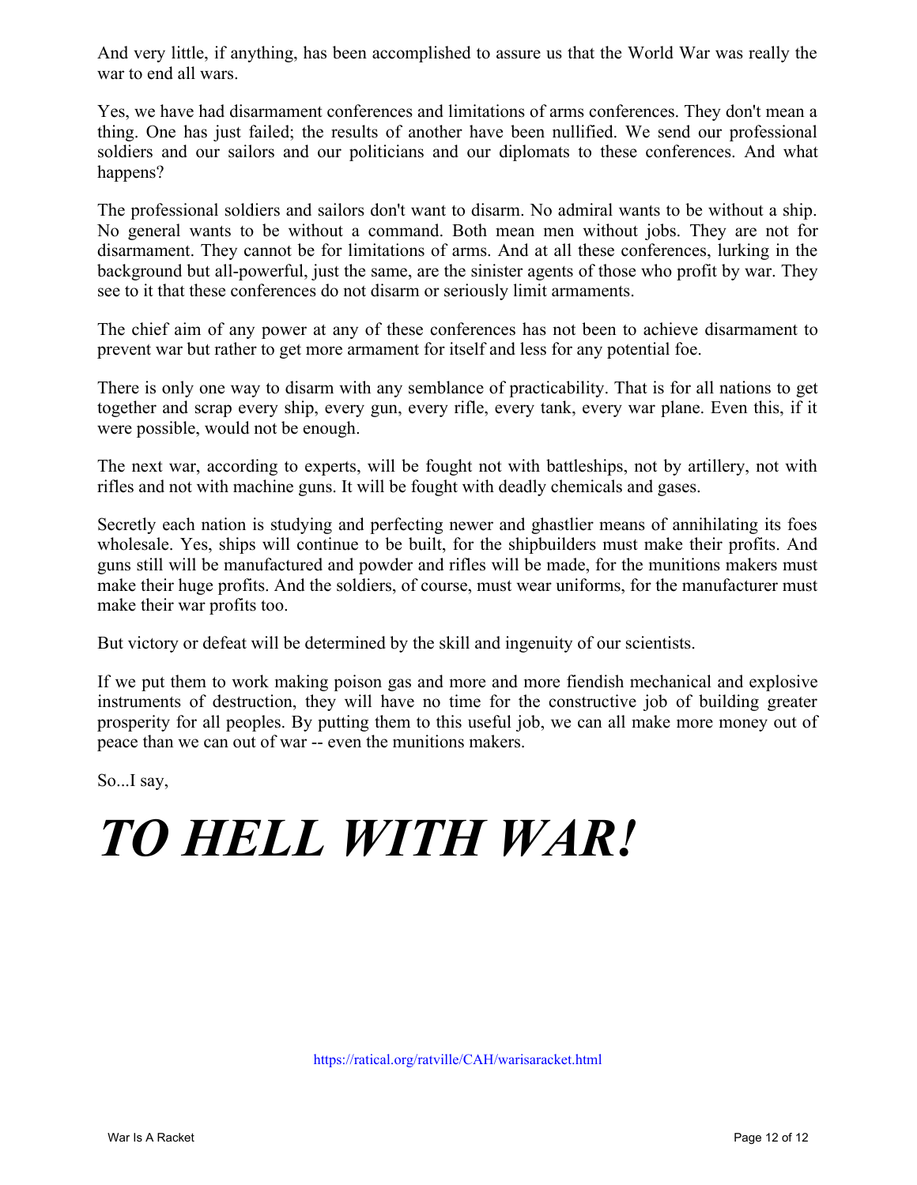And very little, if anything, has been accomplished to assure us that the World War was really the war to end all wars.

Yes, we have had disarmament conferences and limitations of arms conferences. They don't mean a thing. One has just failed; the results of another have been nullified. We send our professional soldiers and our sailors and our politicians and our diplomats to these conferences. And what happens?

The professional soldiers and sailors don't want to disarm. No admiral wants to be without a ship. No general wants to be without a command. Both mean men without jobs. They are not for disarmament. They cannot be for limitations of arms. And at all these conferences, lurking in the background but all-powerful, just the same, are the sinister agents of those who profit by war. They see to it that these conferences do not disarm or seriously limit armaments.

The chief aim of any power at any of these conferences has not been to achieve disarmament to prevent war but rather to get more armament for itself and less for any potential foe.

There is only one way to disarm with any semblance of practicability. That is for all nations to get together and scrap every ship, every gun, every rifle, every tank, every war plane. Even this, if it were possible, would not be enough.

The next war, according to experts, will be fought not with battleships, not by artillery, not with rifles and not with machine guns. It will be fought with deadly chemicals and gases.

Secretly each nation is studying and perfecting newer and ghastlier means of annihilating its foes wholesale. Yes, ships will continue to be built, for the shipbuilders must make their profits. And guns still will be manufactured and powder and rifles will be made, for the munitions makers must make their huge profits. And the soldiers, of course, must wear uniforms, for the manufacturer must make their war profits too.

But victory or defeat will be determined by the skill and ingenuity of our scientists.

If we put them to work making poison gas and more and more fiendish mechanical and explosive instruments of destruction, they will have no time for the constructive job of building greater prosperity for all peoples. By putting them to this useful job, we can all make more money out of peace than we can out of war -- even the munitions makers.

So...I say,

# *TO HELL WITH WAR!*

https://ratical.org/ratville/CAH/warisaracket.html